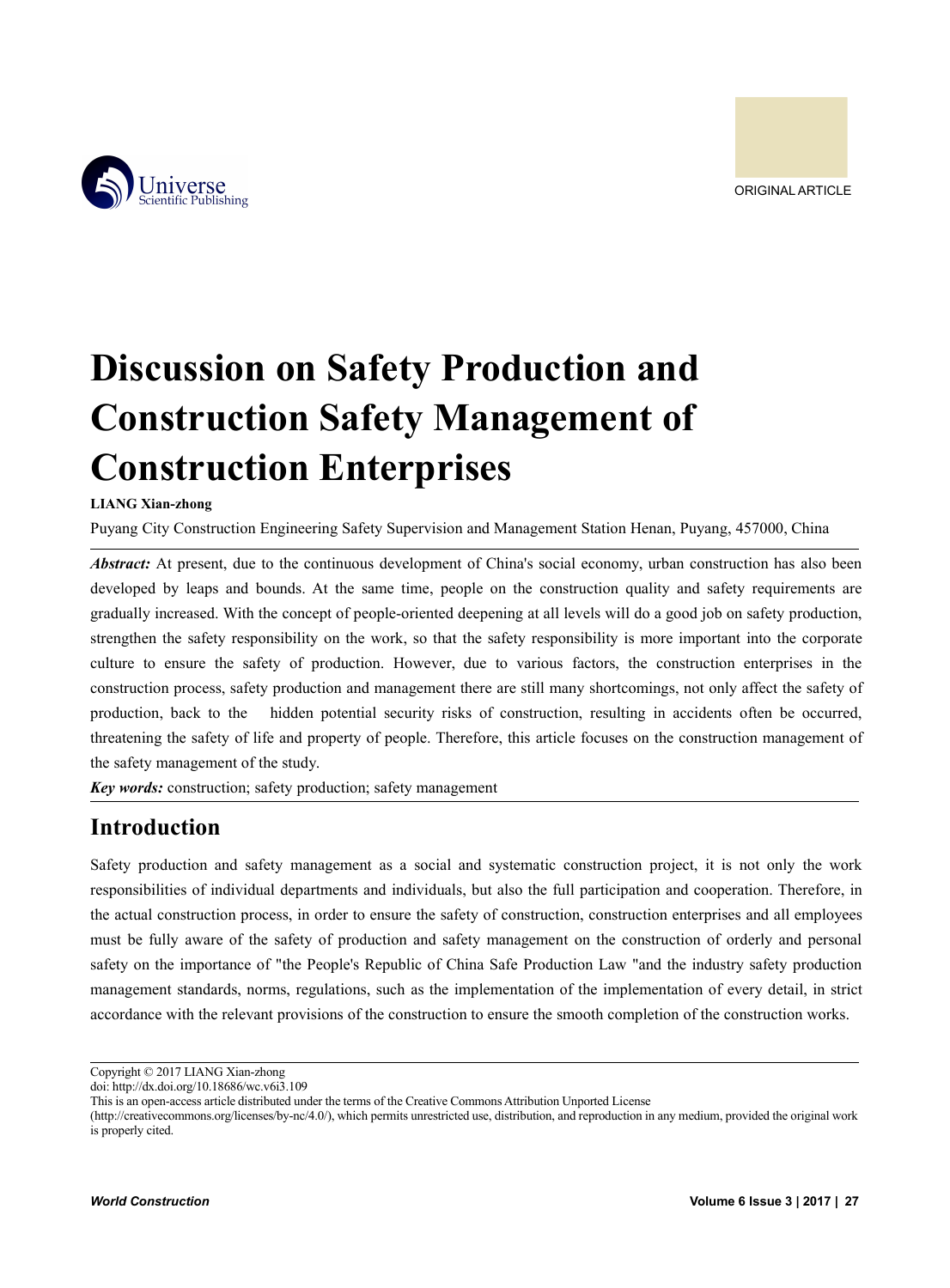ORIGINAL ARTICLE

# Discussion on Safety Production and Construction Safety Management of Construction Enterprises

**LIANG Xian-zhong**

Puyang City Construction Engineering Safety Supervision and Management Station Henan, Puyang, 457000, China

***Abstract:*** At present, due to the continuous development of China's social economy, urban construction has also been developed by leaps and bounds. At the same time, people on the construction quality and safety requirements are gradually increased. With the concept of people-oriented deepening at all levels will do a good job on safety production, strengthen the safety responsibility on the work, so that the safety responsibility is more important into the corporate culture to ensure the safety of production. However, due to various factors, the construction enterprises in the construction process, safety production and management there are still many shortcomings, not only affect the safety of production, back to the hidden potential security risks of construction, resulting in accidents often be occurred, threatening the safety of life and property of people. Therefore, this article focuses on the construction management of the safety management of the study.

***Key words:*** construction; safety production; safety management

## Introduction

Safety production and safety management as a social and systematic construction project, it is not only the work responsibilities of individual departments and individuals, but also the full participation and cooperation. Therefore, in the actual construction process, in order to ensure the safety of construction, construction enterprises and all employees must be fully aware of the safety of production and safety management on the construction of orderly and personal safety on the importance of "the People's Republic of China Safe Production Law "and the industry safety production management standards, norms, regulations, such as the implementation of the implementation of every detail, in strict accordance with the relevant provisions of the construction to ensure the smooth completion of the construction works.

Copyright © 2017 LIANG Xian-zhong
doi: http://dx.doi.org/10.18686/wc.v6i3.109
This is an open-access article distributed under the terms of the Creative Commons Attribution Unported License (http://creativecommons.org/licenses/by-nc/4.0/), which permits unrestricted use, distribution, and reproduction in any medium, provided the original work is properly cited.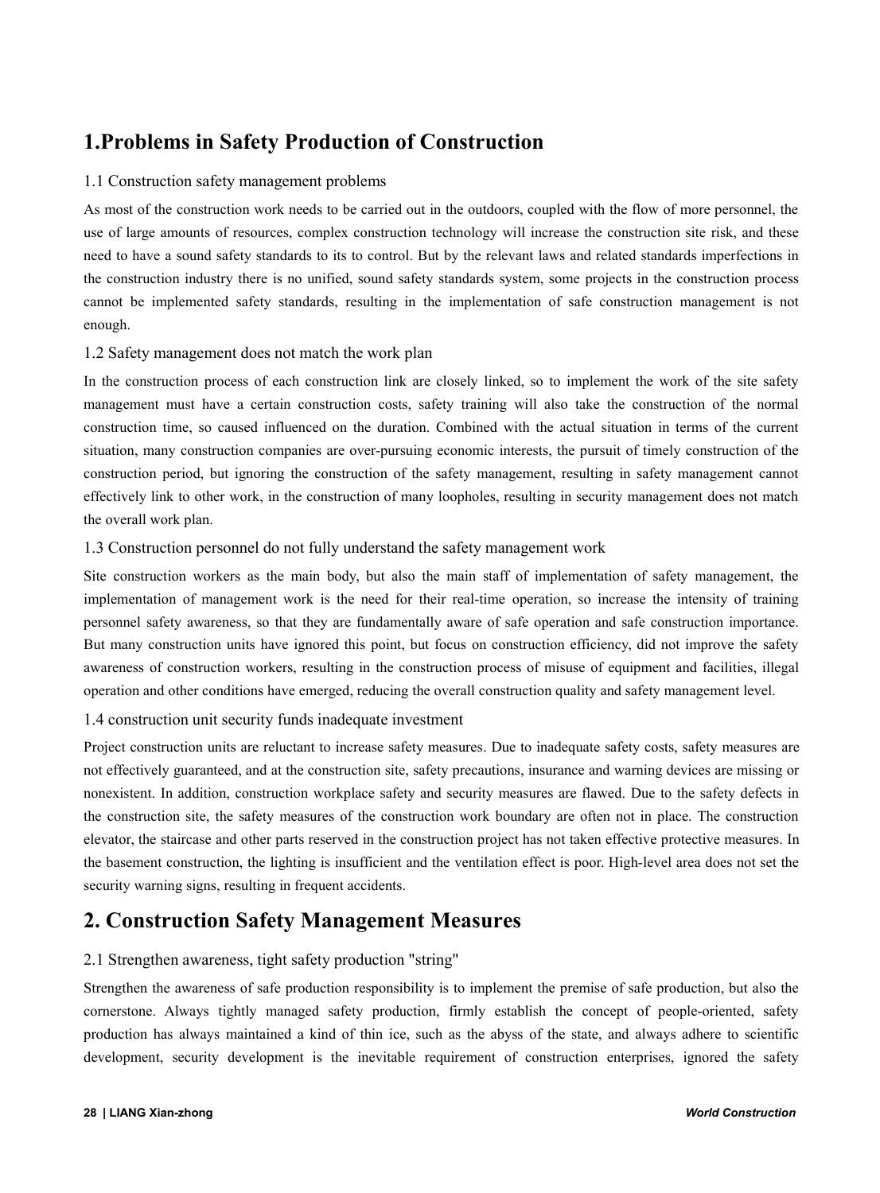# 1.Problems in Safety Production of Construction

## 1.1 Construction safety management problems

As most of the construction work needs to be carried out in the outdoors, coupled with the flow of more personnel, the use of large amounts of resources, complex construction technology will increase the construction site risk, and these need to have a sound safety standards to its to control. But by the relevant laws and related standards imperfections in the construction industry there is no unified, sound safety standards system, some projects in the construction process cannot be implemented safety standards, resulting in the implementation of safe construction management is not enough.

## 1.2 Safety management does not match the work plan

In the construction process of each construction link are closely linked, so to implement the work of the site safety management must have a certain construction costs, safety training will also take the construction of the normal construction time, so caused influenced on the duration. Combined with the actual situation in terms of the current situation, many construction companies are over-pursuing economic interests, the pursuit of timely construction of the construction period, but ignoring the construction of the safety management, resulting in safety management cannot effectively link to other work, in the construction of many loopholes, resulting in security management does not match the overall work plan.

## 1.3 Construction personnel do not fully understand the safety management work

Site construction workers as the main body, but also the main staff of implementation of safety management, the implementation of management work is the need for their real-time operation, so increase the intensity of training personnel safety awareness, so that they are fundamentally aware of safe operation and safe construction importance. But many construction units have ignored this point, but focus on construction efficiency, did not improve the safety awareness of construction workers, resulting in the construction process of misuse of equipment and facilities, illegal operation and other conditions have emerged, reducing the overall construction quality and safety management level.

## 1.4 construction unit security funds inadequate investment

Project construction units are reluctant to increase safety measures. Due to inadequate safety costs, safety measures are not effectively guaranteed, and at the construction site, safety precautions, insurance and warning devices are missing or nonexistent. In addition, construction workplace safety and security measures are flawed. Due to the safety defects in the construction site, the safety measures of the construction work boundary are often not in place. The construction elevator, the staircase and other parts reserved in the construction project has not taken effective protective measures. In the basement construction, the lighting is insufficient and the ventilation effect is poor. High-level area does not set the security warning signs, resulting in frequent accidents.

# 2. Construction Safety Management Measures

## 2.1 Strengthen awareness, tight safety production "string"

Strengthen the awareness of safe production responsibility is to implement the premise of safe production, but also the cornerstone. Always tightly managed safety production, firmly establish the concept of people-oriented, safety production has always maintained a kind of thin ice, such as the abyss of the state, and always adhere to scientific development, security development is the inevitable requirement of construction enterprises, ignored the safety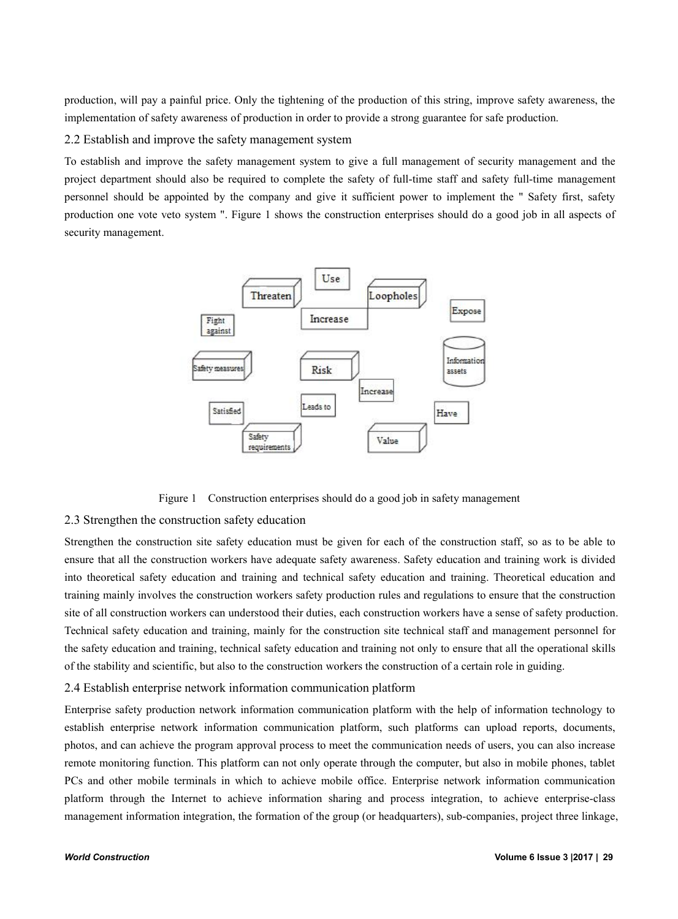production, will pay a painful price. Only the tightening of the production of this string, improve safety awareness, the implementation of safety awareness of production in order to provide a strong guarantee for safe production.

## 2.2 Establish and improve the safety management system

To establish and improve the safety management system to give a full management of security management and the project department should also be required to complete the safety of full-time staff and safety full-time management personnel should be appointed by the company and give it sufficient power to implement the " Safety first, safety production one vote veto system ". Figure 1 shows the construction enterprises should do a good job in all aspects of security management.

Figure 1 Construction enterprises should do a good job in safety management

## 2.3 Strengthen the construction safety education

Strengthen the construction site safety education must be given for each of the construction staff, so as to be able to ensure that all the construction workers have adequate safety awareness. Safety education and training work is divided into theoretical safety education and training and technical safety education and training. Theoretical education and training mainly involves the construction workers safety production rules and regulations to ensure that the construction site of all construction workers can understood their duties, each construction workers have a sense of safety production. Technical safety education and training, mainly for the construction site technical staff and management personnel for the safety education and training, technical safety education and training not only to ensure that all the operational skills of the stability and scientific, but also to the construction workers the construction of a certain role in guiding.

## 2.4 Establish enterprise network information communication platform

Enterprise safety production network information communication platform with the help of information technology to establish enterprise network information communication platform, such platforms can upload reports, documents, photos, and can achieve the program approval process to meet the communication needs of users, you can also increase remote monitoring function. This platform can not only operate through the computer, but also in mobile phones, tablet PCs and other mobile terminals in which to achieve mobile office. Enterprise network information communication platform through the Internet to achieve information sharing and process integration, to achieve enterprise-class management information integration, the formation of the group (or headquarters), sub-companies, project three linkage,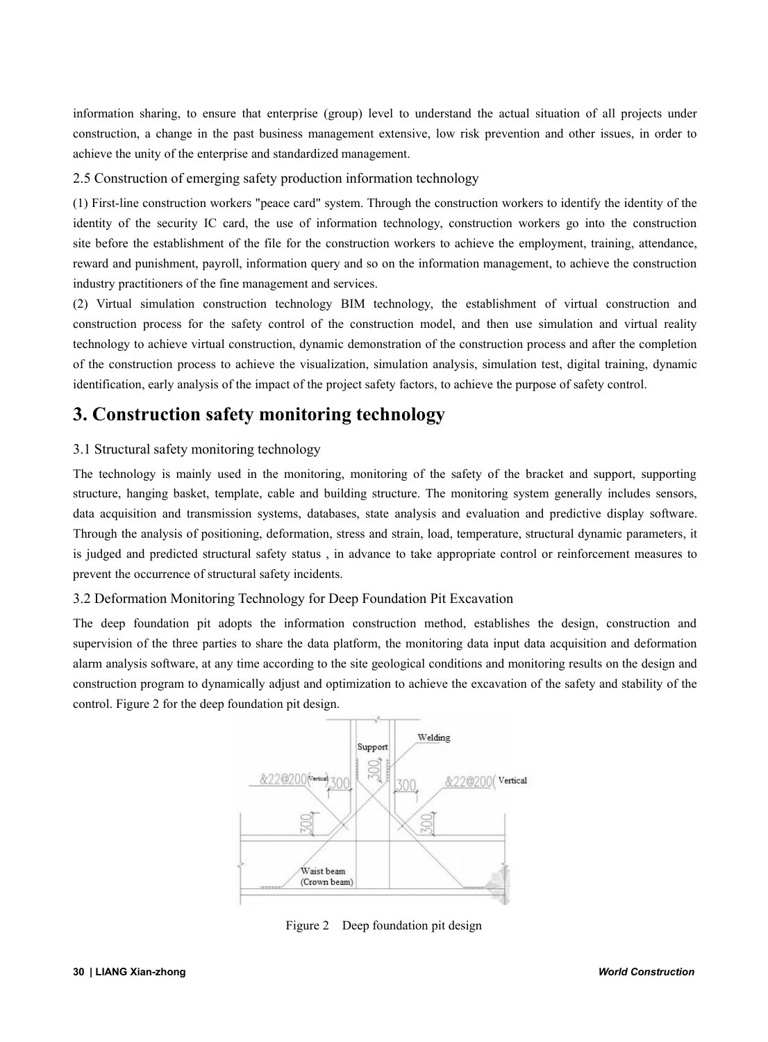information sharing, to ensure that enterprise (group) level to understand the actual situation of all projects under construction, a change in the past business management extensive, low risk prevention and other issues, in order to achieve the unity of the enterprise and standardized management.

### 2.5 Construction of emerging safety production information technology

(1) First-line construction workers "peace card" system. Through the construction workers to identify the identity of the identity of the security IC card, the use of information technology, construction workers go into the construction site before the establishment of the file for the construction workers to achieve the employment, training, attendance, reward and punishment, payroll, information query and so on the information management, to achieve the construction industry practitioners of the fine management and services.

(2) Virtual simulation construction technology BIM technology, the establishment of virtual construction and construction process for the safety control of the construction model, and then use simulation and virtual reality technology to achieve virtual construction, dynamic demonstration of the construction process and after the completion of the construction process to achieve the visualization, simulation analysis, simulation test, digital training, dynamic identification, early analysis of the impact of the project safety factors, to achieve the purpose of safety control.

## 3. Construction safety monitoring technology

### 3.1 Structural safety monitoring technology

The technology is mainly used in the monitoring, monitoring of the safety of the bracket and support, supporting structure, hanging basket, template, cable and building structure. The monitoring system generally includes sensors, data acquisition and transmission systems, databases, state analysis and evaluation and predictive display software. Through the analysis of positioning, deformation, stress and strain, load, temperature, structural dynamic parameters, it is judged and predicted structural safety status , in advance to take appropriate control or reinforcement measures to prevent the occurrence of structural safety incidents.

### 3.2 Deformation Monitoring Technology for Deep Foundation Pit Excavation

The deep foundation pit adopts the information construction method, establishes the design, construction and supervision of the three parties to share the data platform, the monitoring data input data acquisition and deformation alarm analysis software, at any time according to the site geological conditions and monitoring results on the design and construction program to dynamically adjust and optimization to achieve the excavation of the safety and stability of the control. Figure 2 for the deep foundation pit design.

Figure 2 Deep foundation pit design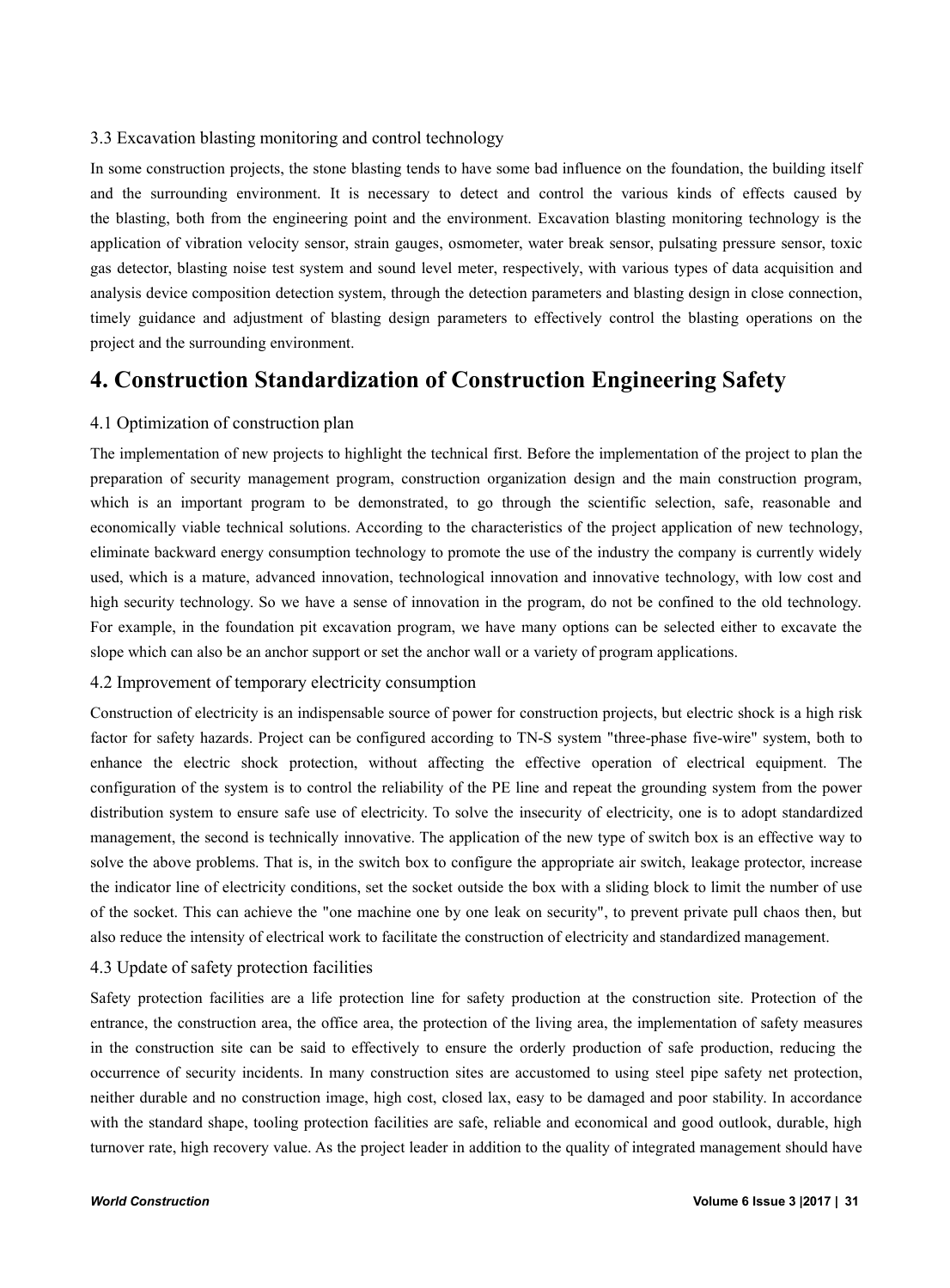### 3.3 Excavation blasting monitoring and control technology

In some construction projects, the stone blasting tends to have some bad influence on the foundation, the building itself and the surrounding environment. It is necessary to detect and control the various kinds of effects caused by the blasting, both from the engineering point and the environment. Excavation blasting monitoring technology is the application of vibration velocity sensor, strain gauges, osmometer, water break sensor, pulsating pressure sensor, toxic gas detector, blasting noise test system and sound level meter, respectively, with various types of data acquisition and analysis device composition detection system, through the detection parameters and blasting design in close connection, timely guidance and adjustment of blasting design parameters to effectively control the blasting operations on the project and the surrounding environment.

## 4. Construction Standardization of Construction Engineering Safety

### 4.1 Optimization of construction plan

The implementation of new projects to highlight the technical first. Before the implementation of the project to plan the preparation of security management program, construction organization design and the main construction program, which is an important program to be demonstrated, to go through the scientific selection, safe, reasonable and economically viable technical solutions. According to the characteristics of the project application of new technology, eliminate backward energy consumption technology to promote the use of the industry the company is currently widely used, which is a mature, advanced innovation, technological innovation and innovative technology, with low cost and high security technology. So we have a sense of innovation in the program, do not be confined to the old technology. For example, in the foundation pit excavation program, we have many options can be selected either to excavate the slope which can also be an anchor support or set the anchor wall or a variety of program applications.

### 4.2 Improvement of temporary electricity consumption

Construction of electricity is an indispensable source of power for construction projects, but electric shock is a high risk factor for safety hazards. Project can be configured according to TN-S system "three-phase five-wire" system, both to enhance the electric shock protection, without affecting the effective operation of electrical equipment. The configuration of the system is to control the reliability of the PE line and repeat the grounding system from the power distribution system to ensure safe use of electricity. To solve the insecurity of electricity, one is to adopt standardized management, the second is technically innovative. The application of the new type of switch box is an effective way to solve the above problems. That is, in the switch box to configure the appropriate air switch, leakage protector, increase the indicator line of electricity conditions, set the socket outside the box with a sliding block to limit the number of use of the socket. This can achieve the "one machine one by one leak on security", to prevent private pull chaos then, but also reduce the intensity of electrical work to facilitate the construction of electricity and standardized management.

### 4.3 Update of safety protection facilities

Safety protection facilities are a life protection line for safety production at the construction site. Protection of the entrance, the construction area, the office area, the protection of the living area, the implementation of safety measures in the construction site can be said to effectively to ensure the orderly production of safe production, reducing the occurrence of security incidents. In many construction sites are accustomed to using steel pipe safety net protection, neither durable and no construction image, high cost, closed lax, easy to be damaged and poor stability. In accordance with the standard shape, tooling protection facilities are safe, reliable and economical and good outlook, durable, high turnover rate, high recovery value. As the project leader in addition to the quality of integrated management should have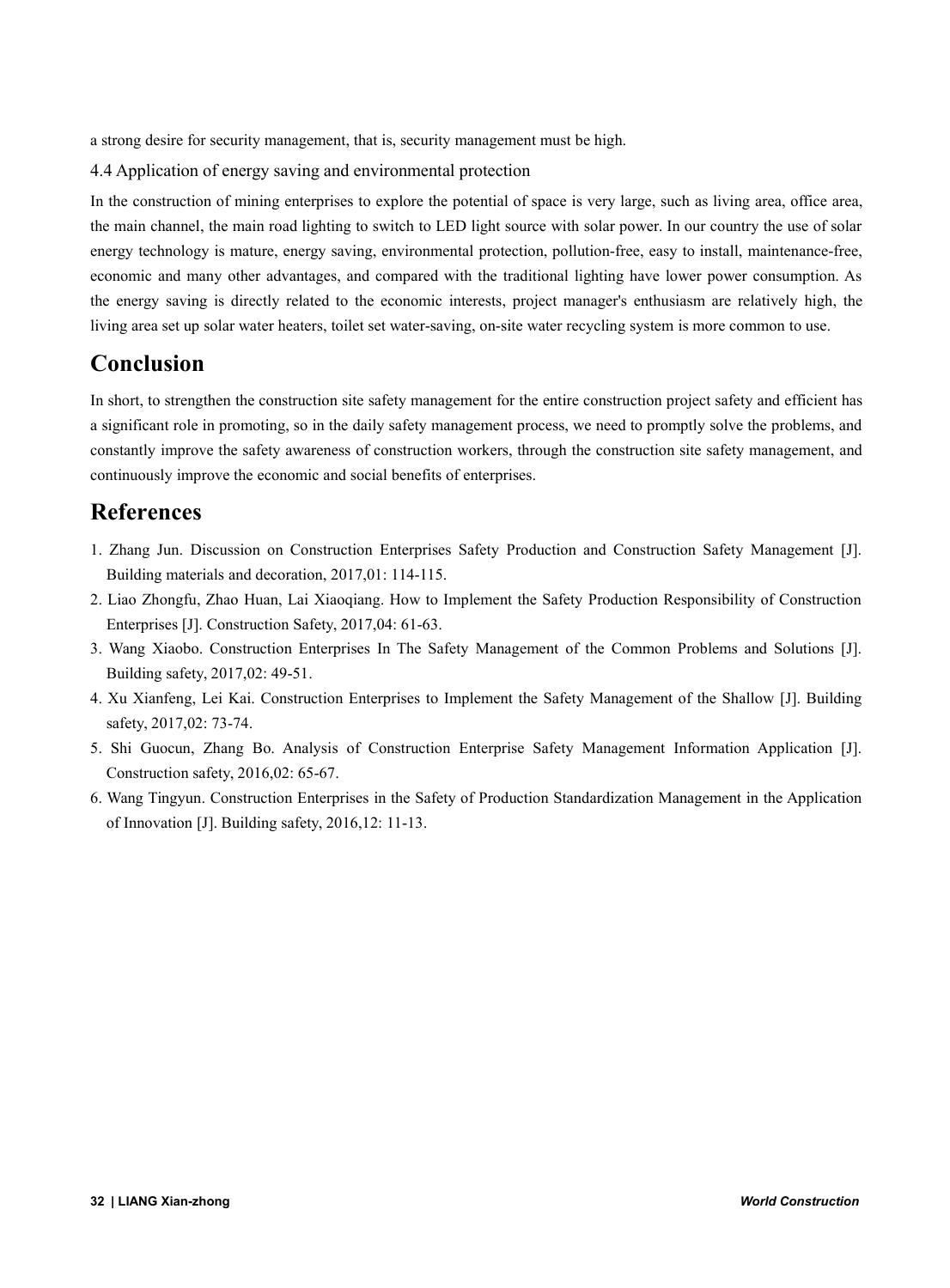a strong desire for security management, that is, security management must be high.

4.4 Application of energy saving and environmental protection

In the construction of mining enterprises to explore the potential of space is very large, such as living area, office area, the main channel, the main road lighting to switch to LED light source with solar power. In our country the use of solar energy technology is mature, energy saving, environmental protection, pollution-free, easy to install, maintenance-free, economic and many other advantages, and compared with the traditional lighting have lower power consumption. As the energy saving is directly related to the economic interests, project manager's enthusiasm are relatively high, the living area set up solar water heaters, toilet set water-saving, on-site water recycling system is more common to use.

## Conclusion

In short, to strengthen the construction site safety management for the entire construction project safety and efficient has a significant role in promoting, so in the daily safety management process, we need to promptly solve the problems, and constantly improve the safety awareness of construction workers, through the construction site safety management, and continuously improve the economic and social benefits of enterprises.

## References

1. Zhang Jun. Discussion on Construction Enterprises Safety Production and Construction Safety Management [J]. Building materials and decoration, 2017,01: 114-115.
2. Liao Zhongfu, Zhao Huan, Lai Xiaoqiang. How to Implement the Safety Production Responsibility of Construction Enterprises [J]. Construction Safety, 2017,04: 61-63.
3. Wang Xiaobo. Construction Enterprises In The Safety Management of the Common Problems and Solutions [J]. Building safety, 2017,02: 49-51.
4. Xu Xianfeng, Lei Kai. Construction Enterprises to Implement the Safety Management of the Shallow [J]. Building safety, 2017,02: 73-74.
5. Shi Guocun, Zhang Bo. Analysis of Construction Enterprise Safety Management Information Application [J]. Construction safety, 2016,02: 65-67.
6. Wang Tingyun. Construction Enterprises in the Safety of Production Standardization Management in the Application of Innovation [J]. Building safety, 2016,12: 11-13.